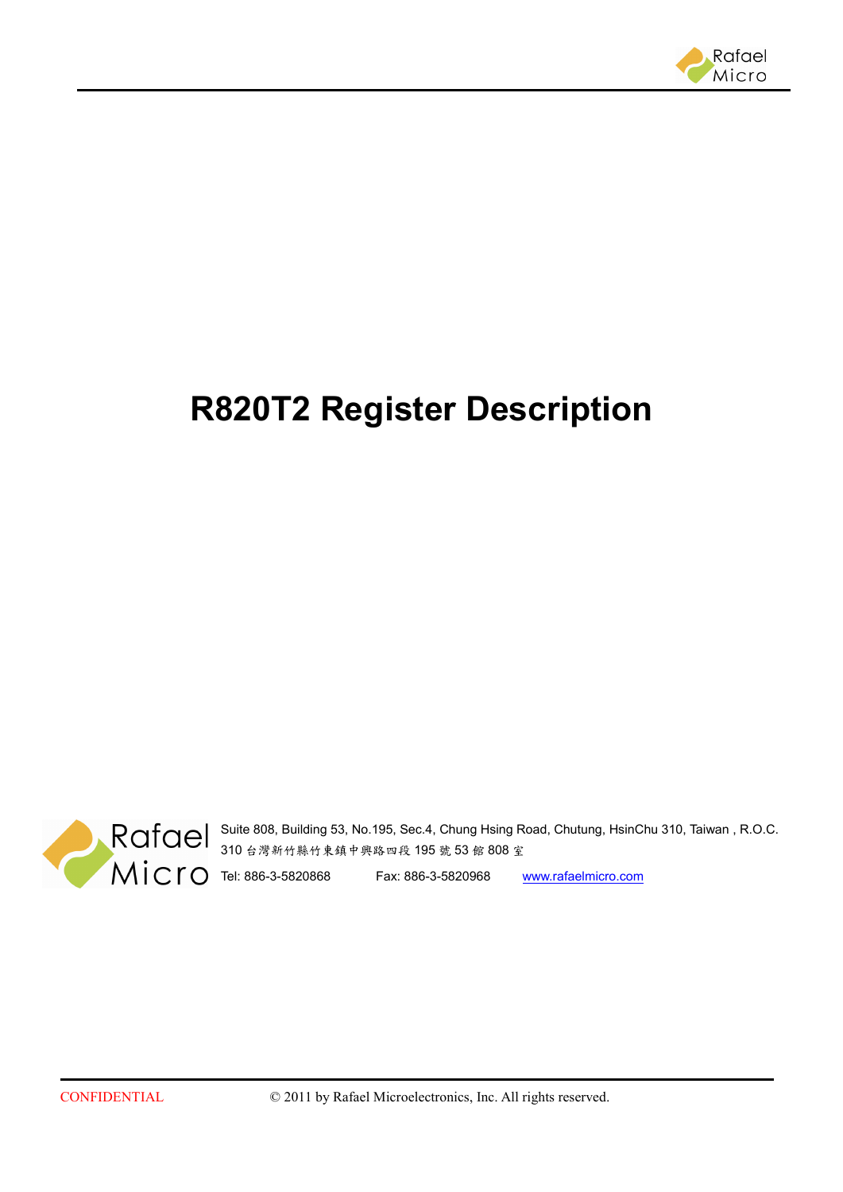# R820T2 Register Description

Suite 808, Building 53, No.195, Sec.4, Chung Hsing Road, Chutung, HsinChu 310, Taiwan , R.O.C.

310 台灣新竹縣竹東鎮中興路四段 195 號 53 館 808 室

Tel: 886-3-5820868 Fax: 886-3-5820968 www.rafaelmicro.com

CONFIDENTIAL © 2011 by Rafael Microelectronics, Inc. All rights reserved.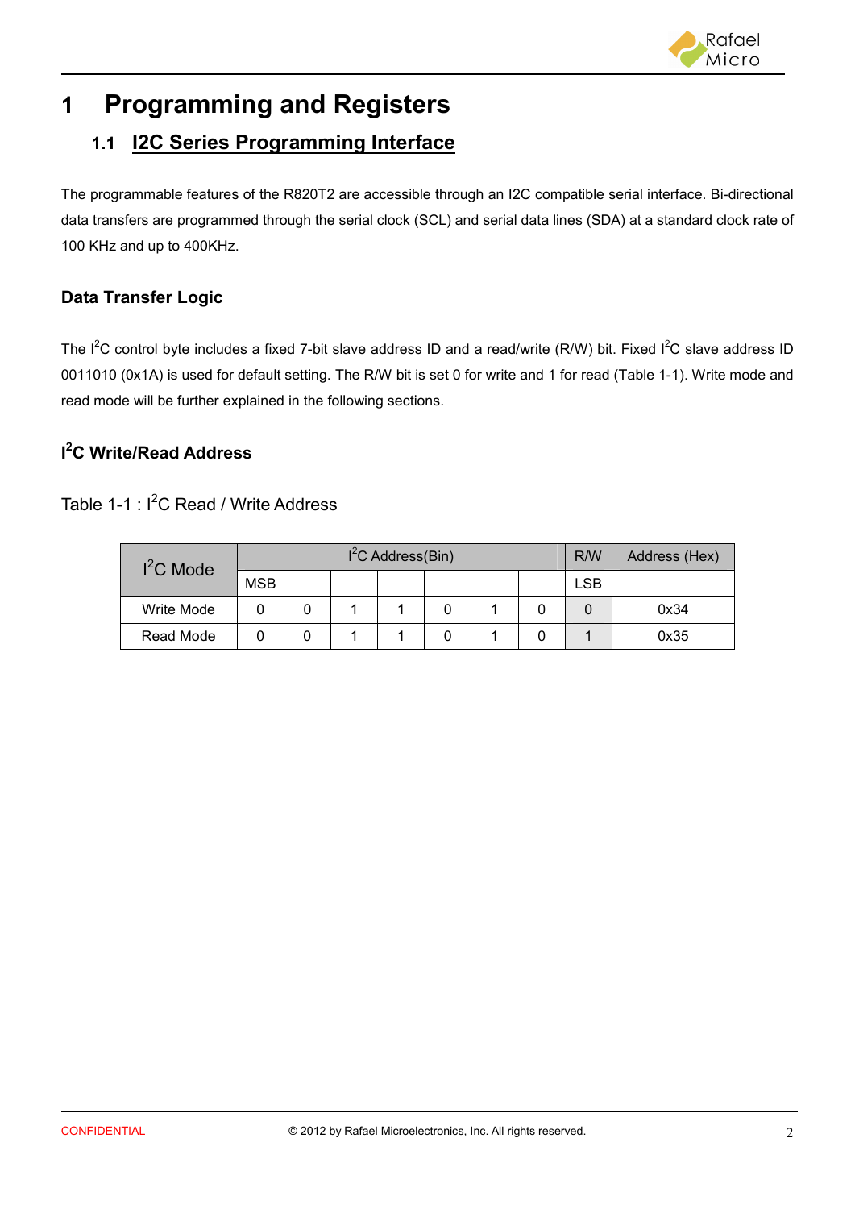# 1 Programming and Registers

## 1.1 I2C Series Programming Interface

The programmable features of the R820T2 are accessible through an I2C compatible serial interface. Bi-directional data transfers are programmed through the serial clock (SCL) and serial data lines (SDA) at a standard clock rate of 100 KHz and up to 400KHz.

### Data Transfer Logic

The I²C control byte includes a fixed 7-bit slave address ID and a read/write (R/W) bit. Fixed I²C slave address ID 0011010 (0x1A) is used for default setting. The R/W bit is set 0 for write and 1 for read (Table 1-1). Write mode and read mode will be further explained in the following sections.

### I²C Write/Read Address

Table 1-1 : I²C Read / Write Address

| I²C Mode | I²C Address(Bin) | | | | | | | R/W | Address (Hex) |
|---|---|---|---|---|---|---|---|---|---|
| | MSB | | | | | | | LSB | |
| Write Mode | 0 | 0 | 1 | 1 | 0 | 1 | 0 | 0 | 0x34 |
| Read Mode | 0 | 0 | 1 | 1 | 0 | 1 | 0 | 1 | 0x35 |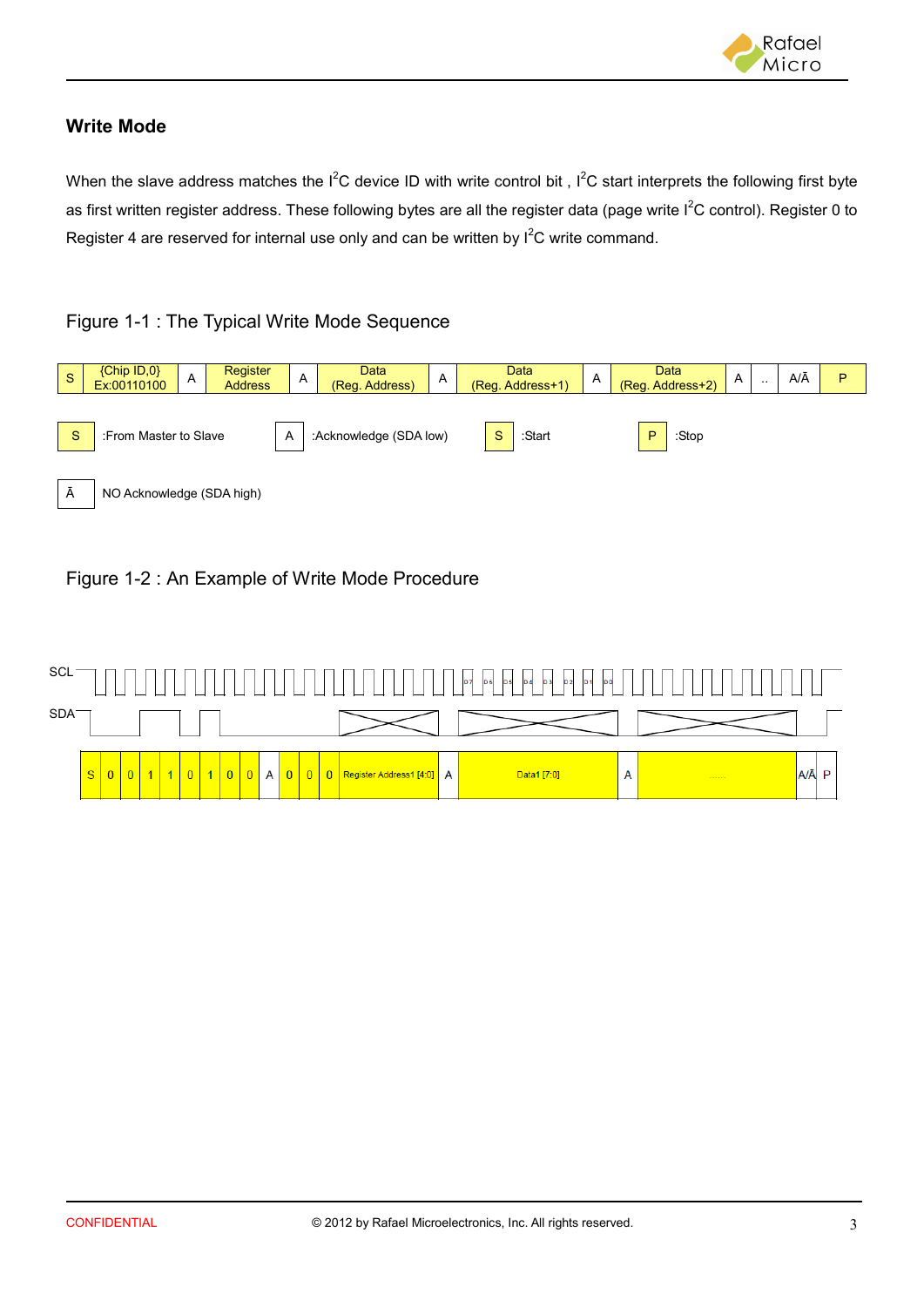## Write Mode

When the slave address matches the I²C device ID with write control bit , I²C start interprets the following first byte as first written register address. These following bytes are all the register data (page write I²C control). Register 0 to Register 4 are reserved for internal use only and can be written by I²C write command.

Figure 1-1 : The Typical Write Mode Sequence

| S | {Chip ID,0} Ex:00110100 | A | Register Address | A | Data (Reg. Address) | A | Data (Reg. Address+1) | A | Data (Reg. Address+2) | A | .. | A/Ā | P |
|---|---|---|---|---|---|---|---|---|---|---|---|---|---|

S :From Master to Slave

A :Acknowledge (SDA low)

S :Start

P :Stop

Ā NO Acknowledge (SDA high)

Figure 1-2 : An Example of Write Mode Procedure

| S | 0 | 0 | 1 | 1 | 0 | 1 | 0 | 0 | A | 0 | 0 | 0 | Register Address1 [4:0] | A | Data1 [7:0] | A | ...... | A/Ā | P |
|---|---|---|---|---|---|---|---|---|---|---|---|---|---|---|---|---|---|---|---|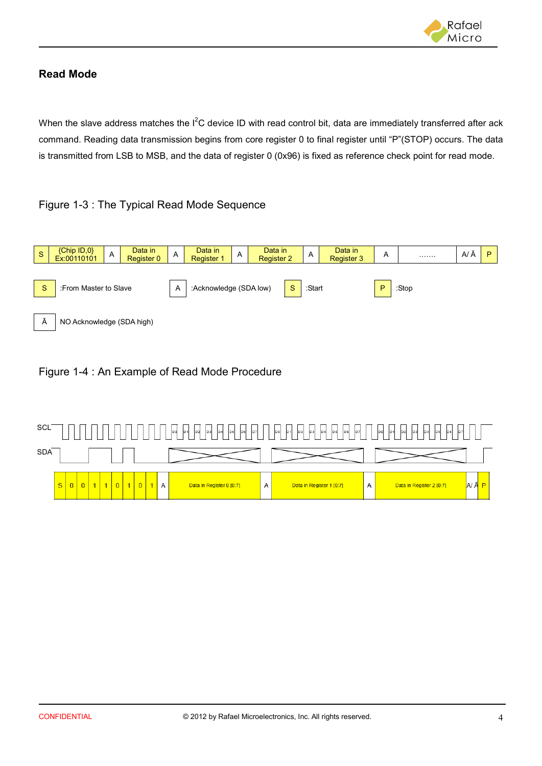## Read Mode

When the slave address matches the $I^2C$ device ID with read control bit, data are immediately transferred after ack command. Reading data transmission begins from core register 0 to final register until "P"(STOP) occurs. The data is transmitted from LSB to MSB, and the data of register 0 (0x96) is fixed as reference check point for read mode.

Figure 1-3 : The Typical Read Mode Sequence

| S | {Chip ID,0} Ex:00110101 | A | Data in Register 0 | A | Data in Register 1 | A | Data in Register 2 | A | Data in Register 3 | A | ……. | A/ Ā | P |
|---|---|---|---|---|---|---|---|---|---|---|---|---|---|

S :From Master to Slave    A :Acknowledge (SDA low)    S :Start    P :Stop

Ā NO Acknowledge (SDA high)

Figure 1-4 : An Example of Read Mode Procedure

SCL

SDA

| S | 0 | 0 | 1 | 1 | 0 | 1 | 0 | 1 | A | Data in Register 0 [0:7] | A | Data in Register 1 [0:7] | A | Data in Register 2 [0:7] | A/ Ā | P |
|---|---|---|---|---|---|---|---|---|---|---|---|---|---|---|---|---|

CONFIDENTIAL

© 2012 by Rafael Microelectronics, Inc. All rights reserved.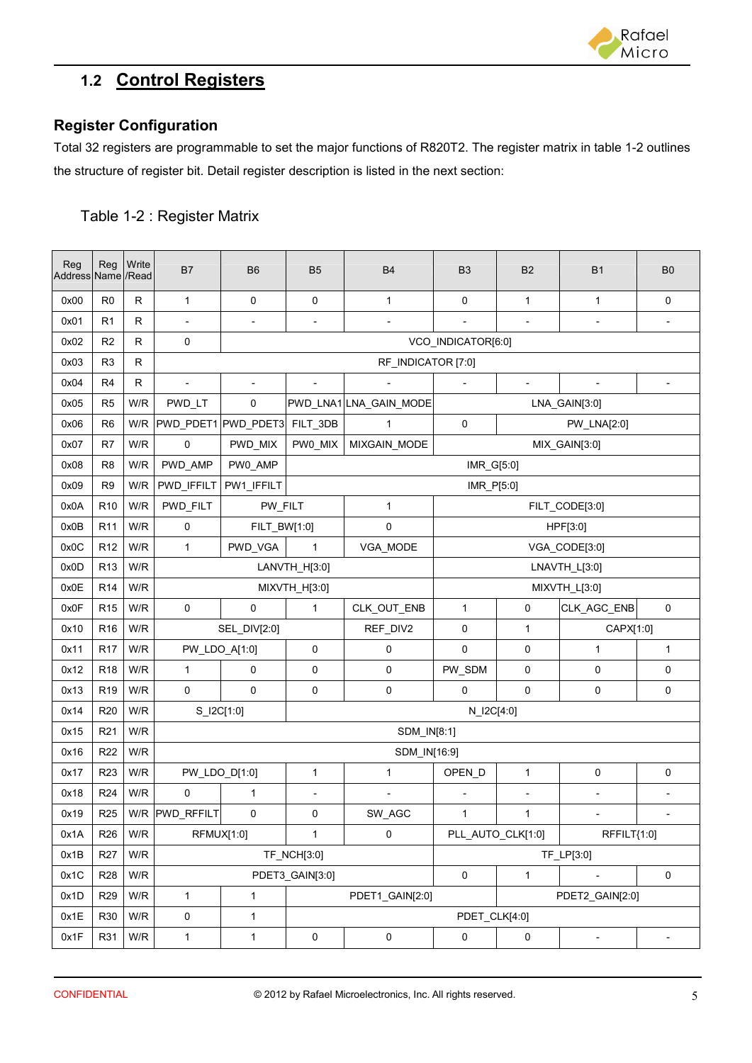## 1.2 Control Registers

### Register Configuration

Total 32 registers are programmable to set the major functions of R820T2. The register matrix in table 1-2 outlines the structure of register bit. Detail register description is listed in the next section:

Table 1-2 : Register Matrix

| Reg Address | Reg Name | Write /Read | B7 | B6 | B5 | B4 | B3 | B2 | B1 | B0 |
|---|---|---|---|---|---|---|---|---|---|---|
| 0x00 | R0 | R | 1 | 0 | 0 | 1 | 0 | 1 | 1 | 0 |
| 0x01 | R1 | R | - | - | - | - | - | - | - | - |
| 0x02 | R2 | R | 0 | VCO_INDICATOR[6:0] | | | | | | |
| 0x03 | R3 | R | RF_INDICATOR [7:0] | | | | | | | |
| 0x04 | R4 | R | - | - | - | - | - | - | - | - |
| 0x05 | R5 | W/R | PWD_LT | 0 | PWD_LNA1 | LNA_GAIN_MODE | LNA_GAIN[3:0] | | | |
| 0x06 | R6 | W/R | PWD_PDET1 | PWD_PDET3 | FILT_3DB | 1 | 0 | PW_LNA[2:0] | | |
| 0x07 | R7 | W/R | 0 | PWD_MIX | PW0_MIX | MIXGAIN_MODE | MIX_GAIN[3:0] | | | |
| 0x08 | R8 | W/R | PWD_AMP | PW0_AMP | IMR_G[5:0] | | | | | |
| 0x09 | R9 | W/R | PWD_IFFILT | PW1_IFFILT | IMR_P[5:0] | | | | | |
| 0x0A | R10 | W/R | PWD_FILT | PW_FILT | | 1 | FILT_CODE[3:0] | | | |
| 0x0B | R11 | W/R | 0 | FILT_BW[1:0] | | 0 | HPF[3:0] | | | |
| 0x0C | R12 | W/R | 1 | PWD_VGA | 1 | VGA_MODE | VGA_CODE[3:0] | | | |
| 0x0D | R13 | W/R | LANVTH_H[3:0] | | | | LNAVTH_L[3:0] | | | |
| 0x0E | R14 | W/R | MIXVTH_H[3:0] | | | | MIXVTH_L[3:0] | | | |
| 0x0F | R15 | W/R | 0 | 0 | 1 | CLK_OUT_ENB | 1 | 0 | CLK_AGC_ENB | 0 |
| 0x10 | R16 | W/R | SEL_DIV[2:0] | | | REF_DIV2 | 0 | 1 | CAPX[1:0] | |
| 0x11 | R17 | W/R | PW_LDO_A[1:0] | | 0 | 0 | 0 | 0 | 1 | 1 |
| 0x12 | R18 | W/R | 1 | 0 | 0 | 0 | PW_SDM | 0 | 0 | 0 |
| 0x13 | R19 | W/R | 0 | 0 | 0 | 0 | 0 | 0 | 0 | 0 |
| 0x14 | R20 | W/R | S_I2C[1:0] | | N_I2C[4:0] | | | | | |
| 0x15 | R21 | W/R | SDM_IN[8:1] | | | | | | | |
| 0x16 | R22 | W/R | SDM_IN[16:9] | | | | | | | |
| 0x17 | R23 | W/R | PW_LDO_D[1:0] | | 1 | 1 | OPEN_D | 1 | 0 | 0 |
| 0x18 | R24 | W/R | 0 | 1 | - | - | - | - | - | - |
| 0x19 | R25 | W/R | PWD_RFFILT | 0 | 0 | SW_AGC | 1 | 1 | - | - |
| 0x1A | R26 | W/R | RFMUX[1:0] | | 1 | 0 | PLL_AUTO_CLK[1:0] | | RFFILT{1:0] | |
| 0x1B | R27 | W/R | TF_NCH[3:0] | | | | TF_LP[3:0] | | | |
| 0x1C | R28 | W/R | PDET3_GAIN[3:0] | | | | 0 | 1 | - | 0 |
| 0x1D | R29 | W/R | 1 | 1 | PDET1_GAIN[2:0] | | | PDET2_GAIN[2:0] | | |
| 0x1E | R30 | W/R | 0 | 1 | PDET_CLK[4:0] | | | | | |
| 0x1F | R31 | W/R | 1 | 1 | 0 | 0 | 0 | 0 | - | - |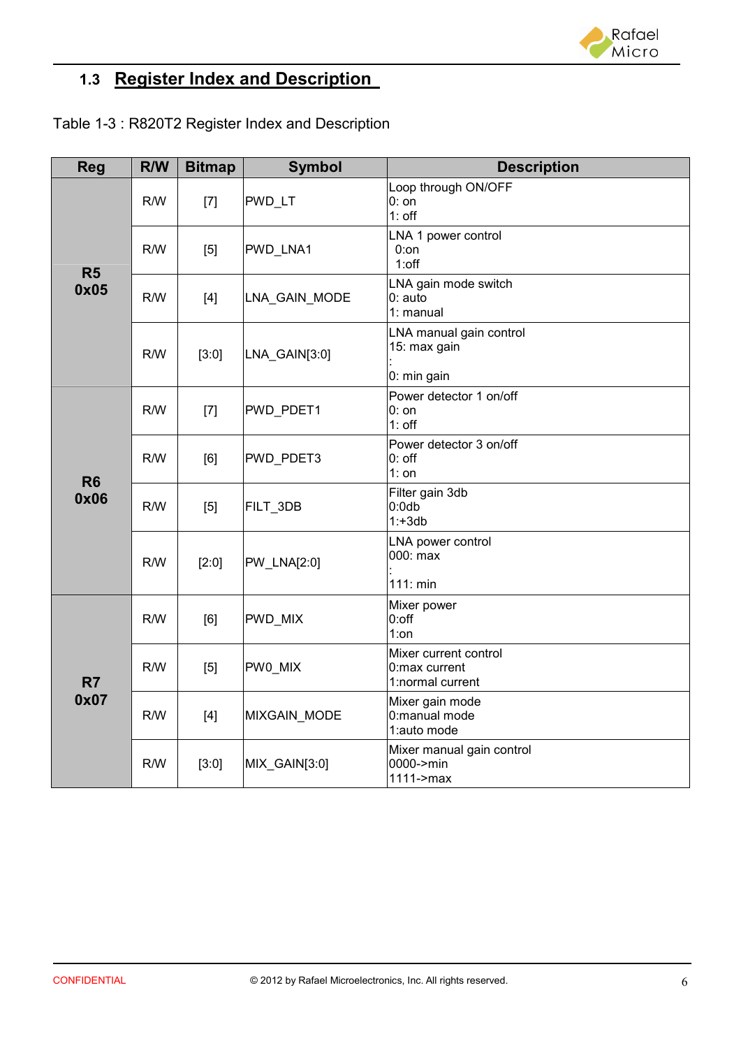## 1.3 Register Index and Description

Table 1-3 : R820T2 Register Index and Description

| Reg | R/W | Bitmap | Symbol | Description |
|---|---|---|---|---|
| R5 0x05 | R/W | [7] | PWD_LT | Loop through ON/OFF<br>0: on<br>1: off |
| | R/W | [5] | PWD_LNA1 | LNA 1 power control<br>0:on<br>1:off |
| | R/W | [4] | LNA_GAIN_MODE | LNA gain mode switch<br>0: auto<br>1: manual |
| | R/W | [3:0] | LNA_GAIN[3:0] | LNA manual gain control<br>15: max gain<br>:<br>0: min gain |
| R6 0x06 | R/W | [7] | PWD_PDET1 | Power detector 1 on/off<br>0: on<br>1: off |
| | R/W | [6] | PWD_PDET3 | Power detector 3 on/off<br>0: off<br>1: on |
| | R/W | [5] | FILT_3DB | Filter gain 3db<br>0:0db<br>1:+3db |
| | R/W | [2:0] | PW_LNA[2:0] | LNA power control<br>000: max<br>:<br>111: min |
| R7 0x07 | R/W | [6] | PWD_MIX | Mixer power<br>0:off<br>1:on |
| | R/W | [5] | PW0_MIX | Mixer current control<br>0:max current<br>1:normal current |
| | R/W | [4] | MIXGAIN_MODE | Mixer gain mode<br>0:manual mode<br>1:auto mode |
| | R/W | [3:0] | MIX_GAIN[3:0] | Mixer manual gain control<br>0000->min<br>1111->max |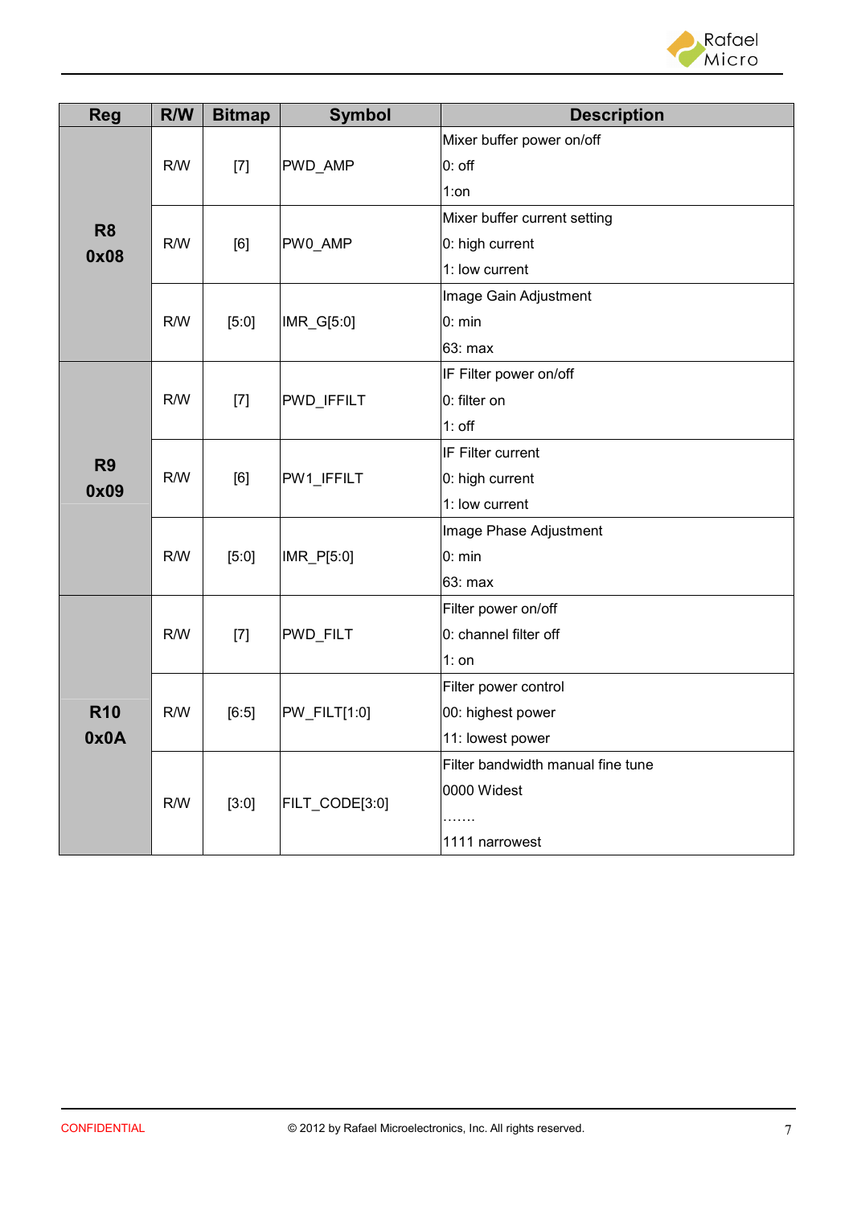| Reg | R/W | Bitmap | Symbol | Description |
|---|---|---|---|---|
| R8 0x08 | R/W | [7] | PWD_AMP | Mixer buffer power on/off<br>0: off<br>1:on |
| | R/W | [6] | PW0_AMP | Mixer buffer current setting<br>0: high current<br>1: low current |
| | R/W | [5:0] | IMR_G[5:0] | Image Gain Adjustment<br>0: min<br>63: max |
| R9 0x09 | R/W | [7] | PWD_IFFILT | IF Filter power on/off<br>0: filter on<br>1: off |
| | R/W | [6] | PW1_IFFILT | IF Filter current<br>0: high current<br>1: low current |
| | R/W | [5:0] | IMR_P[5:0] | Image Phase Adjustment<br>0: min<br>63: max |
| R10 0x0A | R/W | [7] | PWD_FILT | Filter power on/off<br>0: channel filter off<br>1: on |
| | R/W | [6:5] | PW_FILT[1:0] | Filter power control<br>00: highest power<br>11: lowest power |
| | R/W | [3:0] | FILT_CODE[3:0] | Filter bandwidth manual fine tune<br>0000 Widest<br>…….<br>1111 narrowest |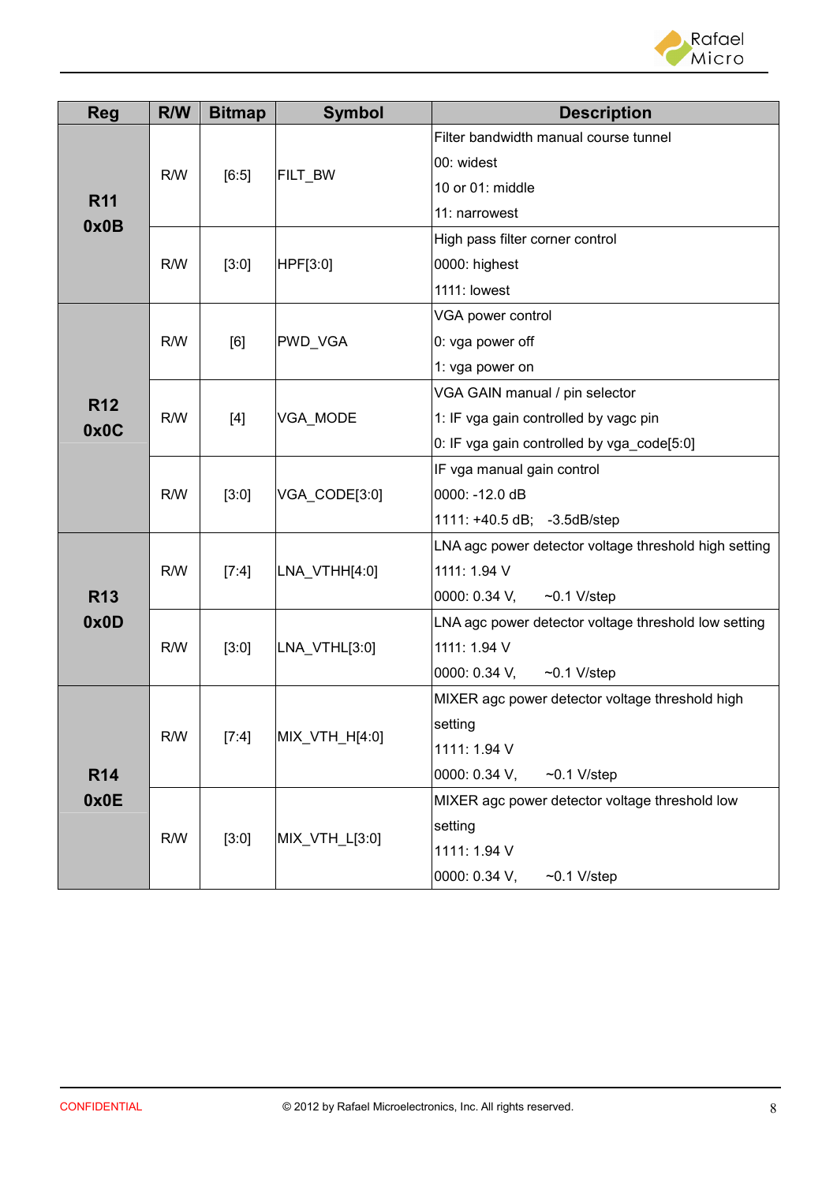| Reg | R/W | Bitmap | Symbol | Description |
|---|---|---|---|---|
| **R11 0x0B** | R/W | [6:5] | FILT_BW | Filter bandwidth manual course tunnel<br>00: widest<br>10 or 01: middle<br>11: narrowest |
| | R/W | [3:0] | HPF[3:0] | High pass filter corner control<br>0000: highest<br>1111: lowest |
| **R12 0x0C** | R/W | [6] | PWD_VGA | VGA power control<br>0: vga power off<br>1: vga power on |
| | R/W | [4] | VGA_MODE | VGA GAIN manual / pin selector<br>1: IF vga gain controlled by vagc pin<br>0: IF vga gain controlled by vga_code[5:0] |
| | R/W | [3:0] | VGA_CODE[3:0] | IF vga manual gain control<br>0000: -12.0 dB<br>1111: +40.5 dB; -3.5dB/step |
| **R13 0x0D** | R/W | [7:4] | LNA_VTHH[4:0] | LNA agc power detector voltage threshold high setting<br>1111: 1.94 V<br>0000: 0.34 V, ~0.1 V/step |
| | R/W | [3:0] | LNA_VTHL[3:0] | LNA agc power detector voltage threshold low setting<br>1111: 1.94 V<br>0000: 0.34 V, ~0.1 V/step |
| **R14 0x0E** | R/W | [7:4] | MIX_VTH_H[4:0] | MIXER agc power detector voltage threshold high setting<br>1111: 1.94 V<br>0000: 0.34 V, ~0.1 V/step |
| | R/W | [3:0] | MIX_VTH_L[3:0] | MIXER agc power detector voltage threshold low setting<br>1111: 1.94 V<br>0000: 0.34 V, ~0.1 V/step |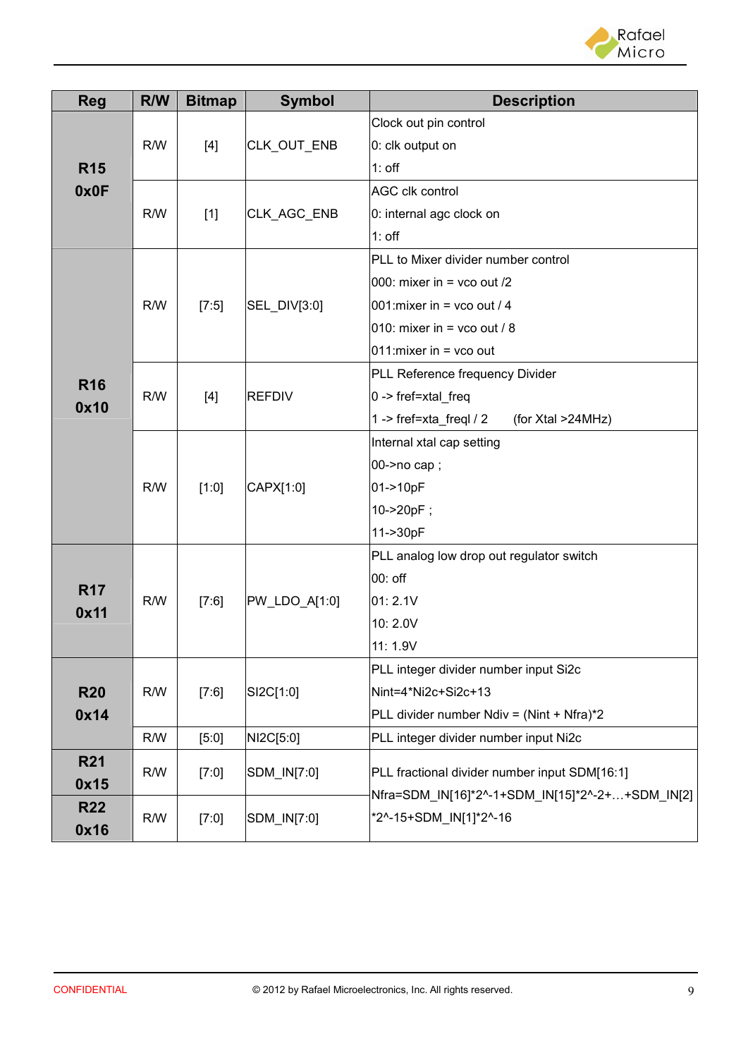| Reg | R/W | Bitmap | Symbol | Description |
|---|---|---|---|---|
| R15 0x0F | R/W | [4] | CLK_OUT_ENB | Clock out pin control<br>0: clk output on<br>1: off |
| | R/W | [1] | CLK_AGC_ENB | AGC clk control<br>0: internal agc clock on<br>1: off |
| R16 0x10 | R/W | [7:5] | SEL_DIV[3:0] | PLL to Mixer divider number control<br>000: mixer in = vco out /2<br>001:mixer in = vco out / 4<br>010: mixer in = vco out / 8<br>011:mixer in = vco out |
| | R/W | [4] | REFDIV | PLL Reference frequency Divider<br>0 -> fref=xtal_freq<br>1 -> fref=xta_freql / 2 (for Xtal >24MHz) |
| | R/W | [1:0] | CAPX[1:0] | Internal xtal cap setting<br>00->no cap ;<br>01->10pF<br>10->20pF ;<br>11->30pF |
| R17 0x11 | R/W | [7:6] | PW_LDO_A[1:0] | PLL analog low drop out regulator switch<br>00: off<br>01: 2.1V<br>10: 2.0V<br>11: 1.9V |
| R20 0x14 | R/W | [7:6] | SI2C[1:0] | PLL integer divider number input Si2c<br>Nint=4*Ni2c+Si2c+13<br>PLL divider number Ndiv = (Nint + Nfra)*2 |
| | R/W | [5:0] | NI2C[5:0] | PLL integer divider number input Ni2c |
| R21 0x15 | R/W | [7:0] | SDM_IN[7:0] | PLL fractional divider number input SDM[16:1]<br>Nfra=SDM_IN[16]*2^-1+SDM_IN[15]*2^-2+…+SDM_IN[2]*2^-15+SDM_IN[1]*2^-16 |
| R22 0x16 | R/W | [7:0] | SDM_IN[7:0] | |

CONFIDENTIAL © 2012 by Rafael Microelectronics, Inc. All rights reserved.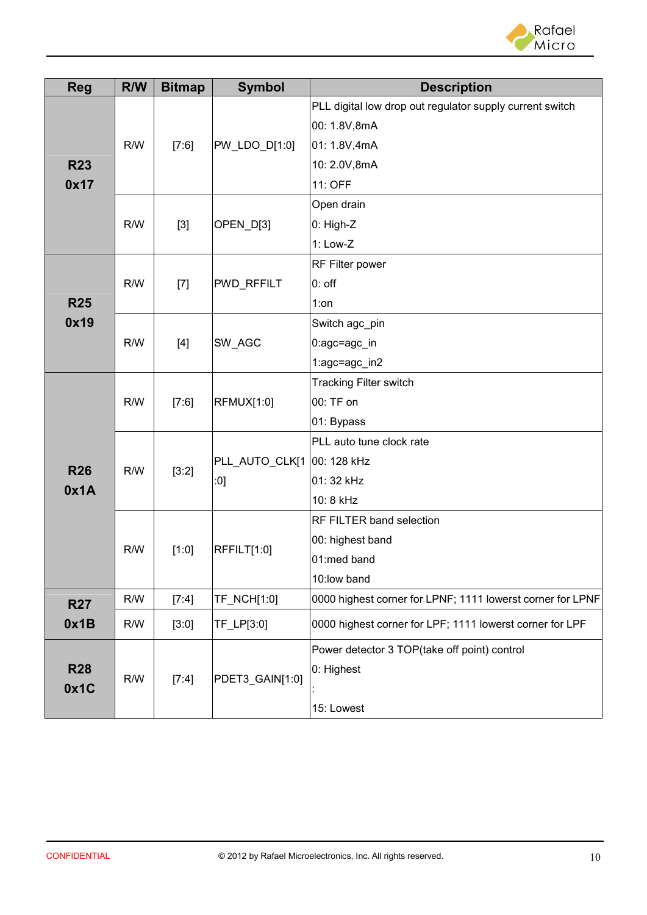| Reg | R/W | Bitmap | Symbol | Description |
|---|---|---|---|---|
| R23 0x17 | R/W | [7:6] | PW_LDO_D[1:0] | PLL digital low drop out regulator supply current switch<br>00: 1.8V,8mA<br>01: 1.8V,4mA<br>10: 2.0V,8mA<br>11: OFF |
| | R/W | [3] | OPEN_D[3] | Open drain<br>0: High-Z<br>1: Low-Z |
| R25 0x19 | R/W | [7] | PWD_RFFILT | RF Filter power<br>0: off<br>1:on |
| | R/W | [4] | SW_AGC | Switch agc_pin<br>0:agc=agc_in<br>1:agc=agc_in2 |
| R26 0x1A | R/W | [7:6] | RFMUX[1:0] | Tracking Filter switch<br>00: TF on<br>01: Bypass |
| | R/W | [3:2] | PLL_AUTO_CLK[1:0] | PLL auto tune clock rate<br>00: 128 kHz<br>01: 32 kHz<br>10: 8 kHz |
| | R/W | [1:0] | RFFILT[1:0] | RF FILTER band selection<br>00: highest band<br>01:med band<br>10:low band |
| R27 0x1B | R/W | [7:4] | TF_NCH[1:0] | 0000 highest corner for LPNF; 1111 lowerst corner for LPNF |
| | R/W | [3:0] | TF_LP[3:0] | 0000 highest corner for LPF; 1111 lowerst corner for LPF |
| R28 0x1C | R/W | [7:4] | PDET3_GAIN[1:0] | Power detector 3 TOP(take off point) control<br>0: Highest<br>:<br>15: Lowest |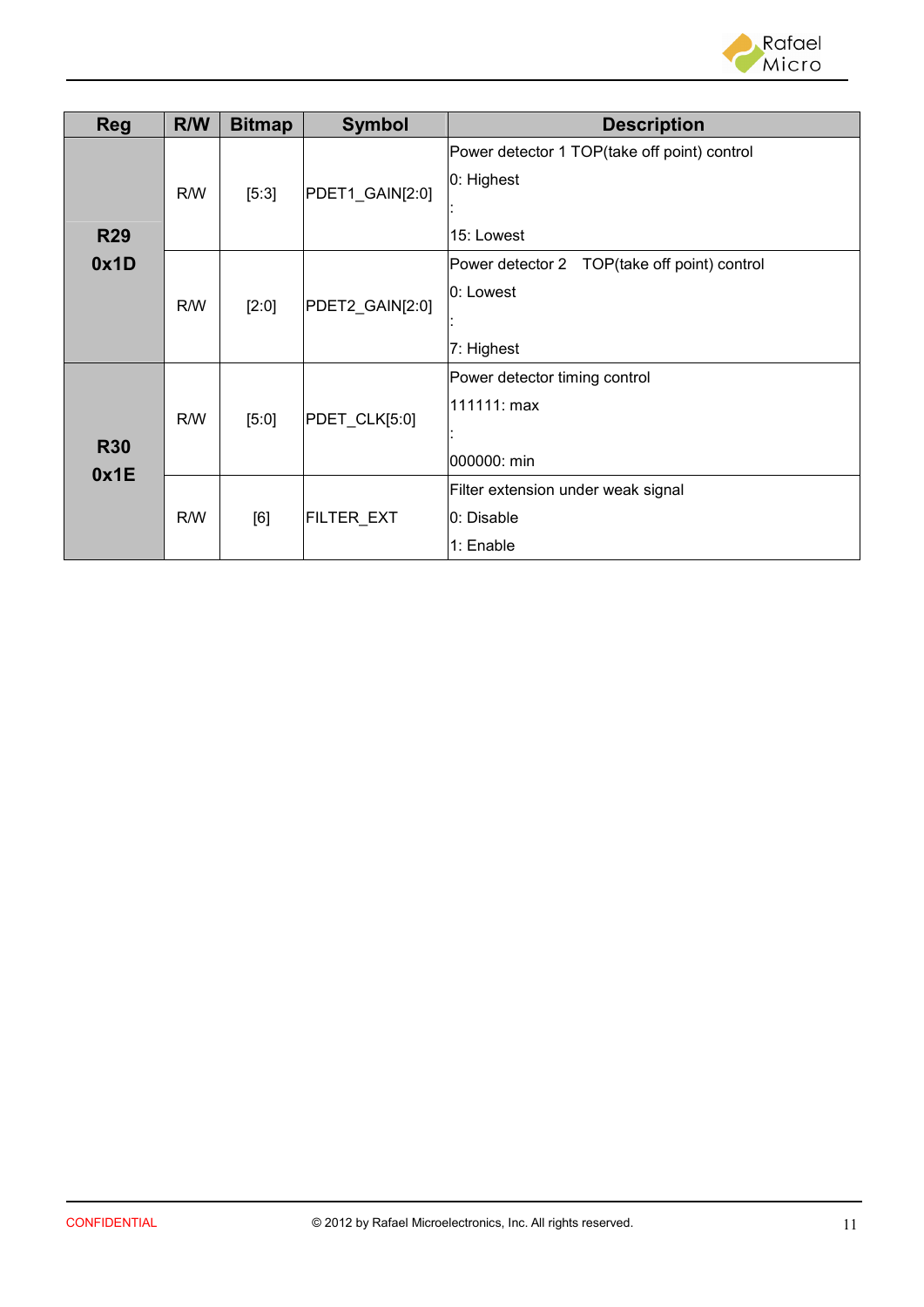| Reg | R/W | Bitmap | Symbol | Description |
|---|---|---|---|---|
| R29 0x1D | R/W | [5:3] | PDET1_GAIN[2:0] | Power detector 1 TOP(take off point) control<br>0: Highest<br>:<br>15: Lowest |
| | R/W | [2:0] | PDET2_GAIN[2:0] | Power detector 2 TOP(take off point) control<br>0: Lowest<br>:<br>7: Highest |
| R30 0x1E | R/W | [5:0] | PDET_CLK[5:0] | Power detector timing control<br>111111: max<br>:<br>000000: min |
| | R/W | [6] | FILTER_EXT | Filter extension under weak signal<br>0: Disable<br>1: Enable |

CONFIDENTIAL © 2012 by Rafael Microelectronics, Inc. All rights reserved.